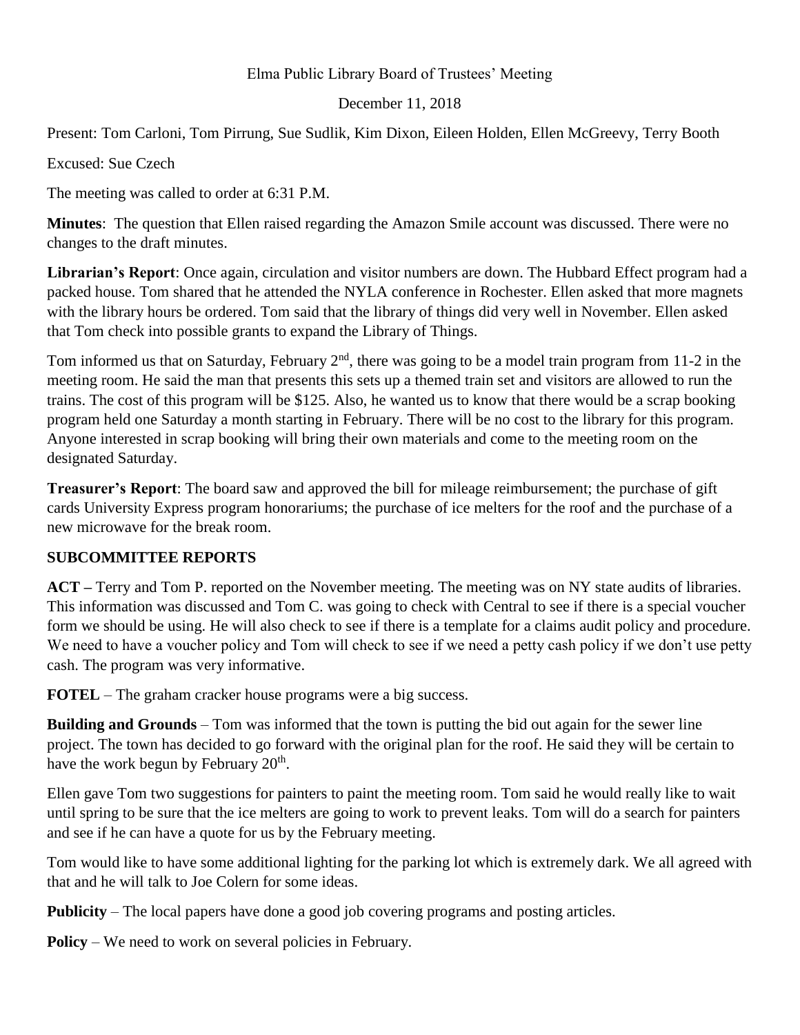Elma Public Library Board of Trustees' Meeting

December 11, 2018

Present: Tom Carloni, Tom Pirrung, Sue Sudlik, Kim Dixon, Eileen Holden, Ellen McGreevy, Terry Booth

Excused: Sue Czech

The meeting was called to order at 6:31 P.M.

**Minutes**: The question that Ellen raised regarding the Amazon Smile account was discussed. There were no changes to the draft minutes.

**Librarian's Report**: Once again, circulation and visitor numbers are down. The Hubbard Effect program had a packed house. Tom shared that he attended the NYLA conference in Rochester. Ellen asked that more magnets with the library hours be ordered. Tom said that the library of things did very well in November. Ellen asked that Tom check into possible grants to expand the Library of Things.

Tom informed us that on Saturday, February 2nd, there was going to be a model train program from 11-2 in the meeting room. He said the man that presents this sets up a themed train set and visitors are allowed to run the trains. The cost of this program will be $125. Also, he wanted us to know that there would be a scrap booking program held one Saturday a month starting in February. There will be no cost to the library for this program. Anyone interested in scrap booking will bring their own materials and come to the meeting room on the designated Saturday.

**Treasurer's Report**: The board saw and approved the bill for mileage reimbursement; the purchase of gift cards University Express program honorariums; the purchase of ice melters for the roof and the purchase of a new microwave for the break room.

## SUBCOMMITTEE REPORTS

**ACT –** Terry and Tom P. reported on the November meeting. The meeting was on NY state audits of libraries. This information was discussed and Tom C. was going to check with Central to see if there is a special voucher form we should be using. He will also check to see if there is a template for a claims audit policy and procedure. We need to have a voucher policy and Tom will check to see if we need a petty cash policy if we don't use petty cash. The program was very informative.

**FOTEL** – The graham cracker house programs were a big success.

**Building and Grounds** – Tom was informed that the town is putting the bid out again for the sewer line project. The town has decided to go forward with the original plan for the roof. He said they will be certain to have the work begun by February 20th.

Ellen gave Tom two suggestions for painters to paint the meeting room. Tom said he would really like to wait until spring to be sure that the ice melters are going to work to prevent leaks. Tom will do a search for painters and see if he can have a quote for us by the February meeting.

Tom would like to have some additional lighting for the parking lot which is extremely dark. We all agreed with that and he will talk to Joe Colern for some ideas.

**Publicity** – The local papers have done a good job covering programs and posting articles.

**Policy** – We need to work on several policies in February.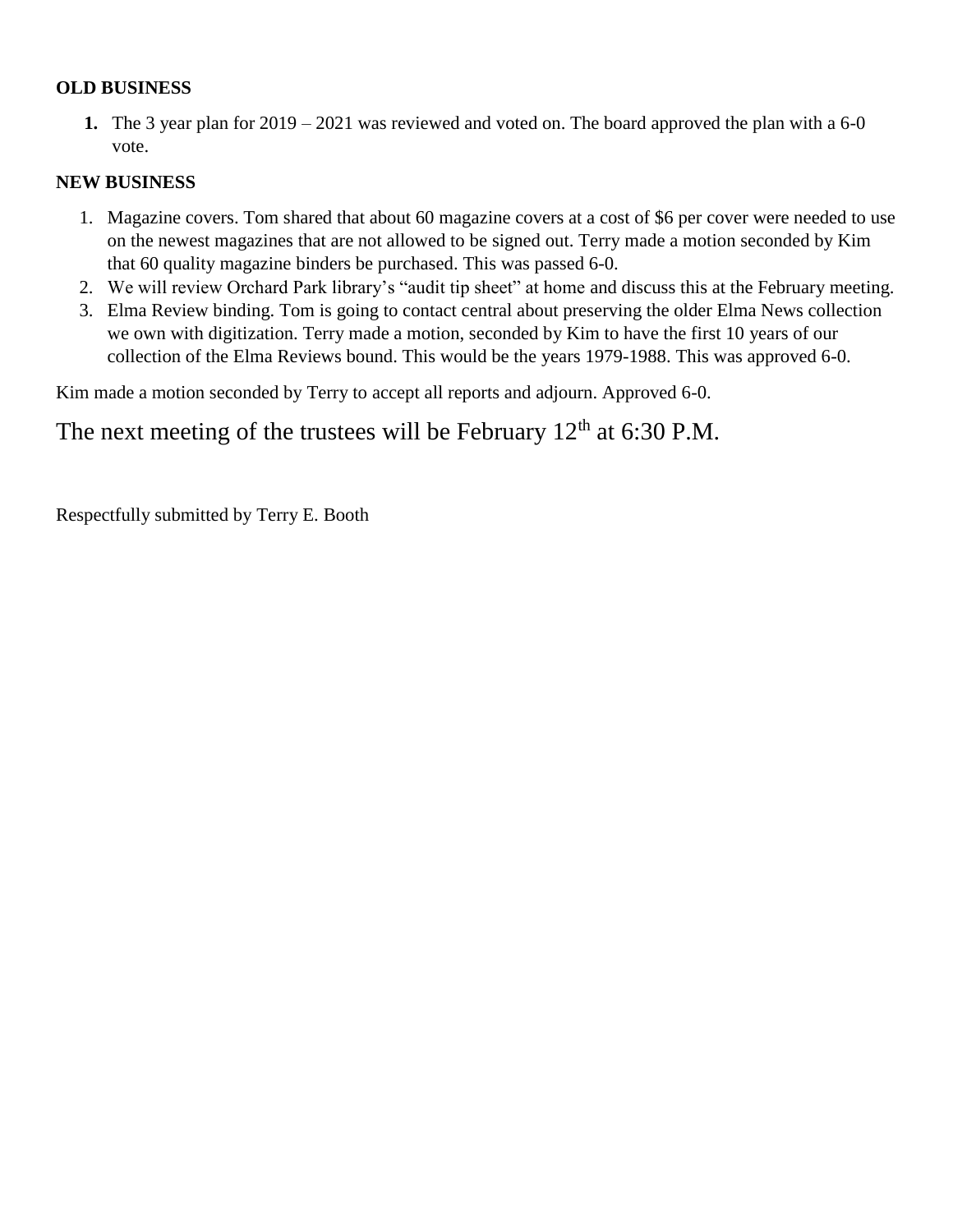**OLD BUSINESS**

1. The 3 year plan for 2019 – 2021 was reviewed and voted on. The board approved the plan with a 6-0 vote.

**NEW BUSINESS**

1. Magazine covers. Tom shared that about 60 magazine covers at a cost of $6 per cover were needed to use on the newest magazines that are not allowed to be signed out. Terry made a motion seconded by Kim that 60 quality magazine binders be purchased. This was passed 6-0.
2. We will review Orchard Park library's "audit tip sheet" at home and discuss this at the February meeting.
3. Elma Review binding. Tom is going to contact central about preserving the older Elma News collection we own with digitization. Terry made a motion, seconded by Kim to have the first 10 years of our collection of the Elma Reviews bound. This would be the years 1979-1988. This was approved 6-0.

Kim made a motion seconded by Terry to accept all reports and adjourn. Approved 6-0.

The next meeting of the trustees will be February 12th at 6:30 P.M.

Respectfully submitted by Terry E. Booth